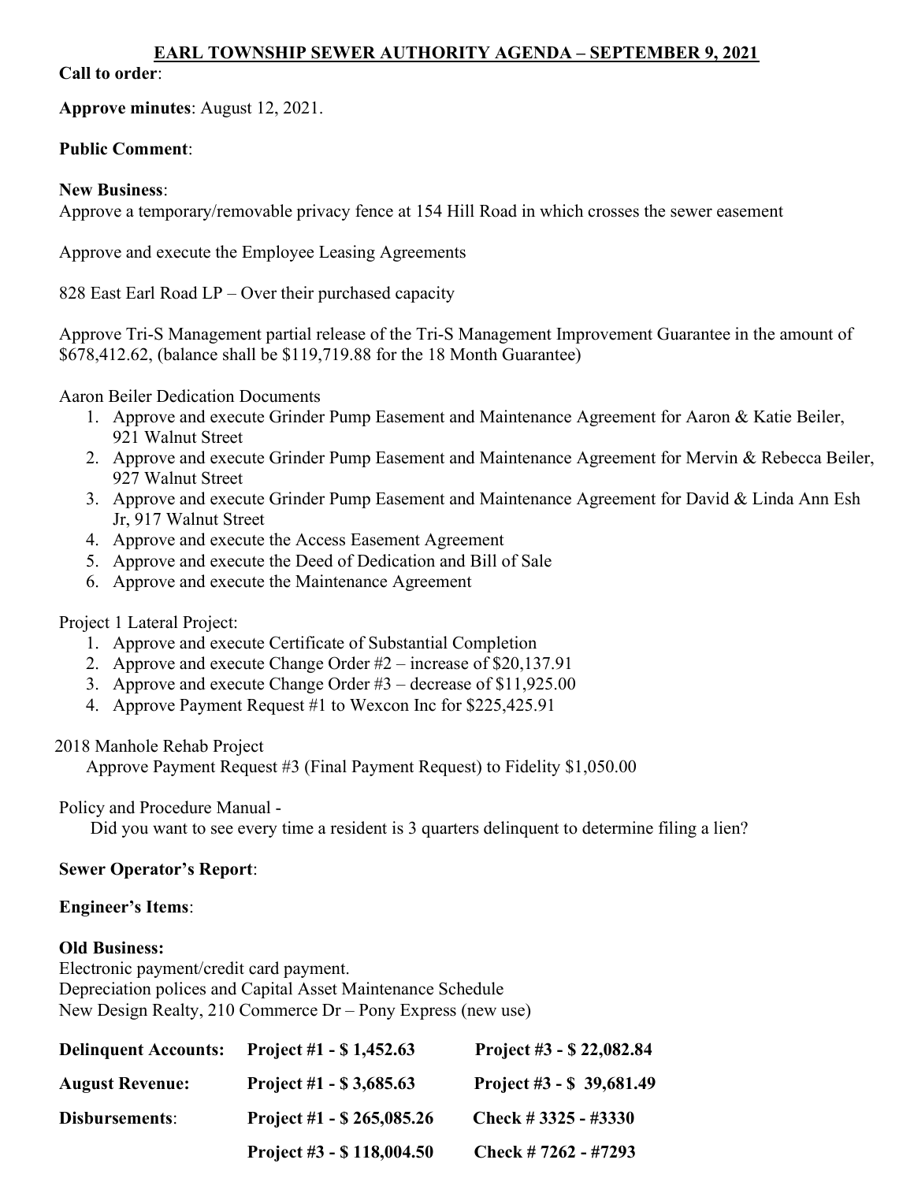# EARL TOWNSHIP SEWER AUTHORITY AGENDA – SEPTEMBER 9, 2021

**Call to order**:

**Approve minutes**: August 12, 2021.

**Public Comment**:

**New Business**:

Approve a temporary/removable privacy fence at 154 Hill Road in which crosses the sewer easement

Approve and execute the Employee Leasing Agreements

828 East Earl Road LP – Over their purchased capacity

Approve Tri-S Management partial release of the Tri-S Management Improvement Guarantee in the amount of $678,412.62, (balance shall be $119,719.88 for the 18 Month Guarantee)

Aaron Beiler Dedication Documents

1. Approve and execute Grinder Pump Easement and Maintenance Agreement for Aaron & Katie Beiler, 921 Walnut Street
2. Approve and execute Grinder Pump Easement and Maintenance Agreement for Mervin & Rebecca Beiler, 927 Walnut Street
3. Approve and execute Grinder Pump Easement and Maintenance Agreement for David & Linda Ann Esh Jr, 917 Walnut Street
4. Approve and execute the Access Easement Agreement
5. Approve and execute the Deed of Dedication and Bill of Sale
6. Approve and execute the Maintenance Agreement

Project 1 Lateral Project:

1. Approve and execute Certificate of Substantial Completion
2. Approve and execute Change Order #2 – increase of $20,137.91
3. Approve and execute Change Order #3 – decrease of $11,925.00
4. Approve Payment Request #1 to Wexcon Inc for $225,425.91

2018 Manhole Rehab Project

Approve Payment Request #3 (Final Payment Request) to Fidelity $1,050.00

Policy and Procedure Manual -

Did you want to see every time a resident is 3 quarters delinquent to determine filing a lien?

**Sewer Operator's Report**:

**Engineer's Items**:

**Old Business:**

Electronic payment/credit card payment.

Depreciation polices and Capital Asset Maintenance Schedule

New Design Realty, 210 Commerce Dr – Pony Express (new use)

| | | |
|---|---|---|
| **Delinquent Accounts:** | **Project #1 - $ 1,452.63** | **Project #3 - $ 22,082.84** |
| **August Revenue:** | **Project #1 - $ 3,685.63** | **Project #3 - $ 39,681.49** |
| **Disbursements**: | **Project #1 - $ 265,085.26** | **Check # 3325 - #3330** |
| | **Project #3 - $ 118,004.50** | **Check # 7262 - #7293** |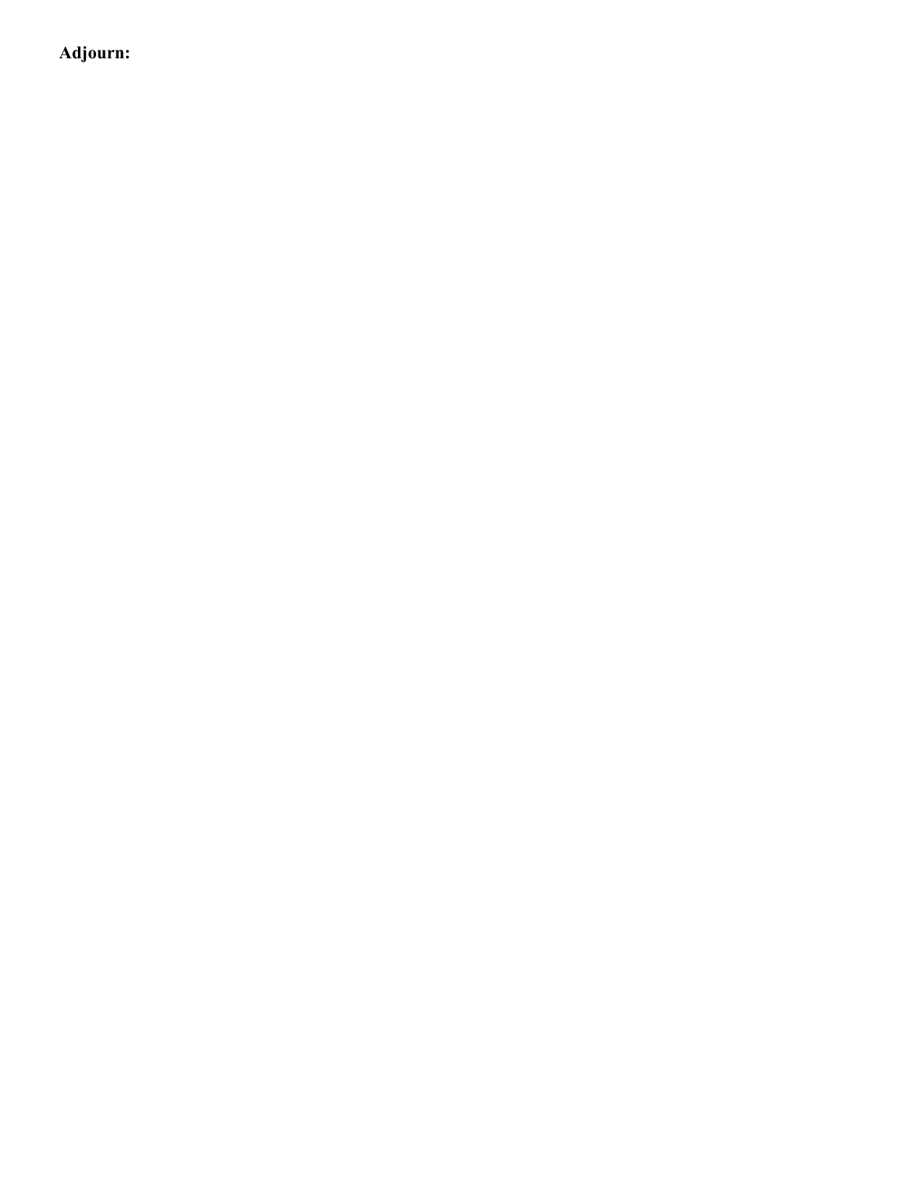**Adjourn:**